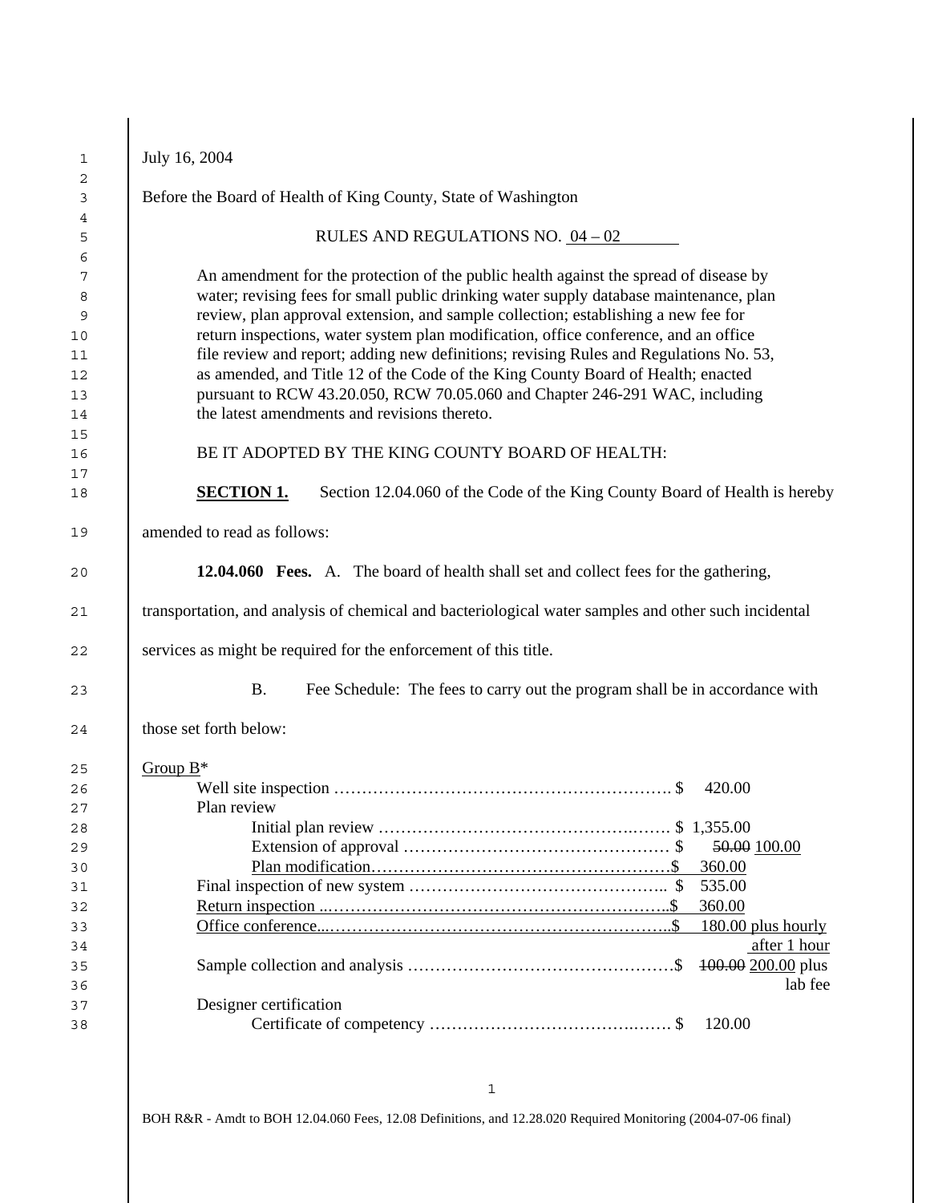July 16, 2004

Before the Board of Health of King County, State of Washington

RULES AND REGULATIONS NO. 04 – 02

An amendment for the protection of the public health against the spread of disease by water; revising fees for small public drinking water supply database maintenance, plan review, plan approval extension, and sample collection; establishing a new fee for return inspections, water system plan modification, office conference, and an office file review and report; adding new definitions; revising Rules and Regulations No. 53, as amended, and Title 12 of the Code of the King County Board of Health; enacted pursuant to RCW 43.20.050, RCW 70.05.060 and Chapter 246-291 WAC, including the latest amendments and revisions thereto.

BE IT ADOPTED BY THE KING COUNTY BOARD OF HEALTH:

**SECTION 1.** Section 12.04.060 of the Code of the King County Board of Health is hereby amended to read as follows:

**12.04.060 Fees.** A. The board of health shall set and collect fees for the gathering, transportation, and analysis of chemical and bacteriological water samples and other such incidental services as might be required for the enforcement of this title.

B. Fee Schedule: The fees to carry out the program shall be in accordance with those set forth below:

Group B*

- Well site inspection .......... $ 420.00
- Plan review
  - Initial plan review .......... $ 1,355.00
  - Extension of approval .......... $ ~~50.00~~ 100.00
  - Plan modification.......... $ 360.00
- Final inspection of new system .......... $ 535.00
- Return inspection .......... $ 360.00
- Office conference.......... $ 180.00 plus hourly after 1 hour
- Sample collection and analysis .......... $ ~~100.00~~ 200.00 plus lab fee
- Designer certification
  - Certificate of competency .......... $ 120.00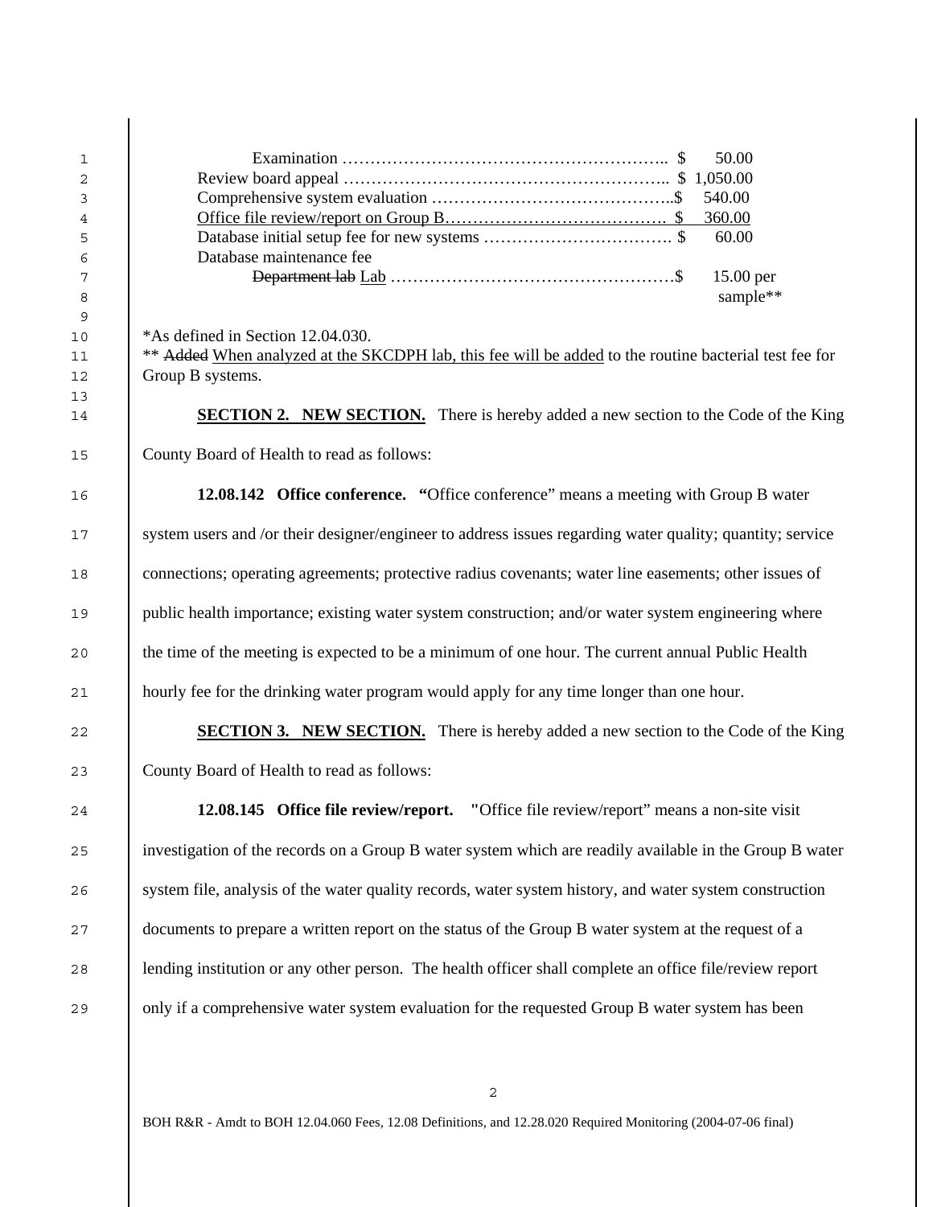| | |
|---|---|
| Examination | $ 50.00 |
| Review board appeal | $ 1,050.00 |
| Comprehensive system evaluation | $ 540.00 |
| <u>Office file review/report on Group B</u> | <u>$ 360.00</u> |
| Database initial setup fee for new systems | $ 60.00 |
| Database maintenance fee | |
| ~~Department lab~~ <u>Lab</u> | $ 15.00 per sample** |

*As defined in Section 12.04.030.
** ~~Added~~ <u>When analyzed at the SKCDPH lab, this fee will be added</u> to the routine bacterial test fee for Group B systems.

**<u>SECTION 2. NEW SECTION.</u>** There is hereby added a new section to the Code of the King County Board of Health to read as follows:

**12.08.142 Office conference. "**Office conference" means a meeting with Group B water system users and /or their designer/engineer to address issues regarding water quality; quantity; service connections; operating agreements; protective radius covenants; water line easements; other issues of public health importance; existing water system construction; and/or water system engineering where the time of the meeting is expected to be a minimum of one hour. The current annual Public Health hourly fee for the drinking water program would apply for any time longer than one hour.

**<u>SECTION 3. NEW SECTION.</u>** There is hereby added a new section to the Code of the King County Board of Health to read as follows:

**12.08.145 Office file review/report. "**Office file review/report" means a non-site visit investigation of the records on a Group B water system which are readily available in the Group B water system file, analysis of the water quality records, water system history, and water system construction documents to prepare a written report on the status of the Group B water system at the request of a lending institution or any other person. The health officer shall complete an office file/review report only if a comprehensive water system evaluation for the requested Group B water system has been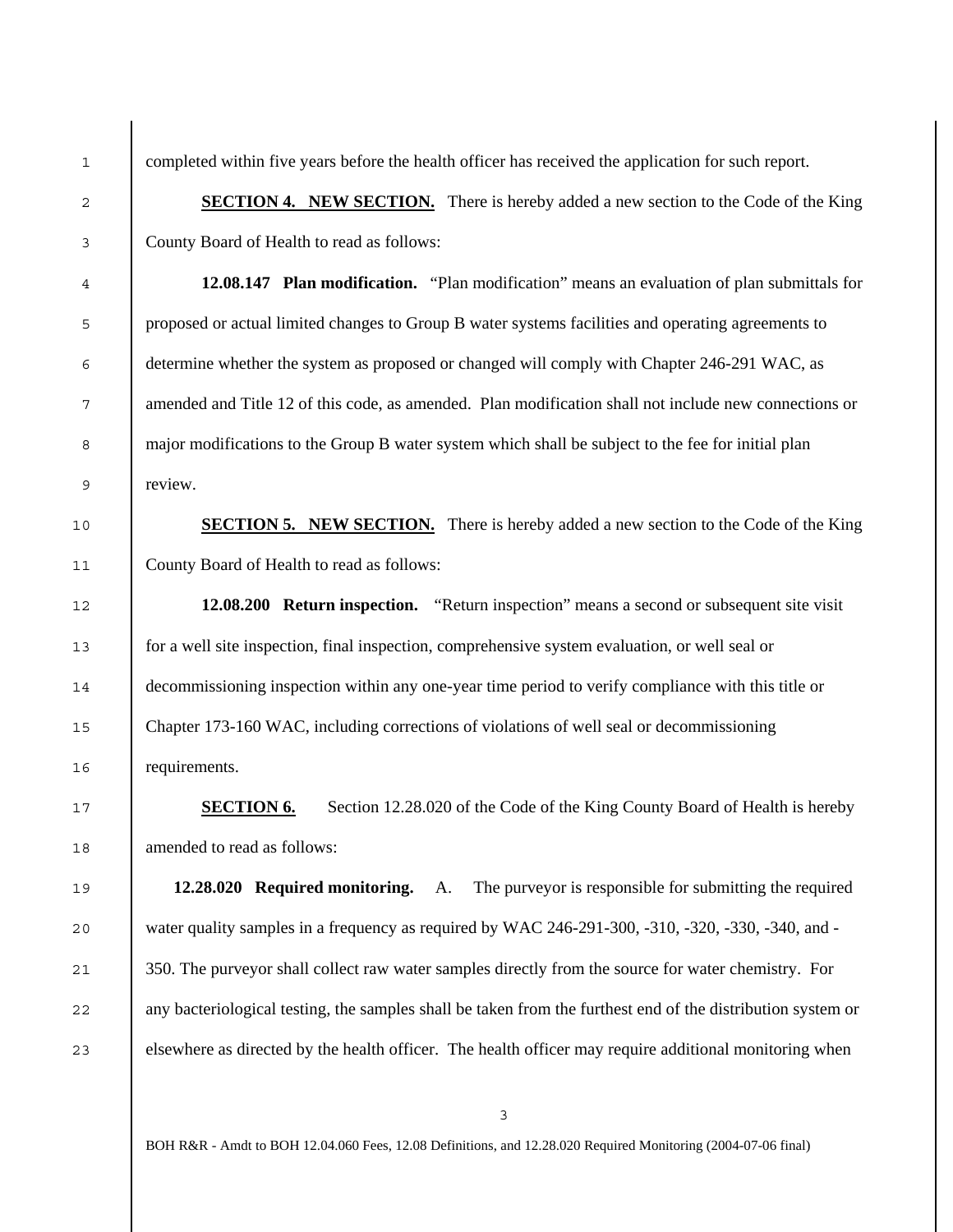completed within five years before the health officer has received the application for such report.

**SECTION 4. NEW SECTION.** There is hereby added a new section to the Code of the King County Board of Health to read as follows:

**12.08.147 Plan modification.** "Plan modification" means an evaluation of plan submittals for proposed or actual limited changes to Group B water systems facilities and operating agreements to determine whether the system as proposed or changed will comply with Chapter 246-291 WAC, as amended and Title 12 of this code, as amended. Plan modification shall not include new connections or major modifications to the Group B water system which shall be subject to the fee for initial plan review.

**SECTION 5. NEW SECTION.** There is hereby added a new section to the Code of the King County Board of Health to read as follows:

**12.08.200 Return inspection.** "Return inspection" means a second or subsequent site visit for a well site inspection, final inspection, comprehensive system evaluation, or well seal or decommissioning inspection within any one-year time period to verify compliance with this title or Chapter 173-160 WAC, including corrections of violations of well seal or decommissioning requirements.

**SECTION 6.** Section 12.28.020 of the Code of the King County Board of Health is hereby amended to read as follows:

**12.28.020 Required monitoring.** A. The purveyor is responsible for submitting the required water quality samples in a frequency as required by WAC 246-291-300, -310, -320, -330, -340, and -350. The purveyor shall collect raw water samples directly from the source for water chemistry. For any bacteriological testing, the samples shall be taken from the furthest end of the distribution system or elsewhere as directed by the health officer. The health officer may require additional monitoring when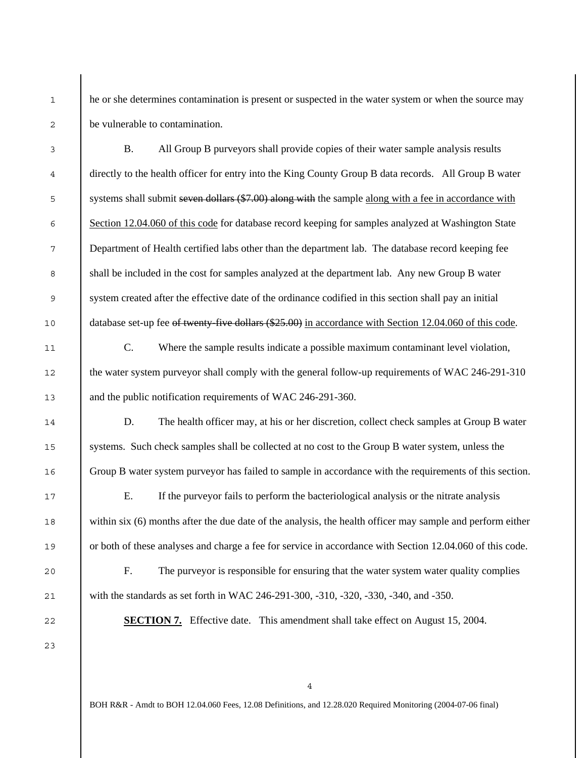he or she determines contamination is present or suspected in the water system or when the source may be vulnerable to contamination.

B. All Group B purveyors shall provide copies of their water sample analysis results directly to the health officer for entry into the King County Group B data records. All Group B water systems shall submit ~~seven dollars ($7.00) along with~~ the sample <u>along with a fee in accordance with Section 12.04.060 of this code</u> for database record keeping for samples analyzed at Washington State Department of Health certified labs other than the department lab. The database record keeping fee shall be included in the cost for samples analyzed at the department lab. Any new Group B water system created after the effective date of the ordinance codified in this section shall pay an initial database set-up fee ~~of twenty-five dollars ($25.00)~~ <u>in accordance with Section 12.04.060 of this code</u>.

C. Where the sample results indicate a possible maximum contaminant level violation, the water system purveyor shall comply with the general follow-up requirements of WAC 246-291-310 and the public notification requirements of WAC 246-291-360.

D. The health officer may, at his or her discretion, collect check samples at Group B water systems. Such check samples shall be collected at no cost to the Group B water system, unless the Group B water system purveyor has failed to sample in accordance with the requirements of this section.

E. If the purveyor fails to perform the bacteriological analysis or the nitrate analysis within six (6) months after the due date of the analysis, the health officer may sample and perform either or both of these analyses and charge a fee for service in accordance with Section 12.04.060 of this code.

F. The purveyor is responsible for ensuring that the water system water quality complies with the standards as set forth in WAC 246-291-300, -310, -320, -330, -340, and -350.

**<u>SECTION 7.</u>** Effective date. This amendment shall take effect on August 15, 2004.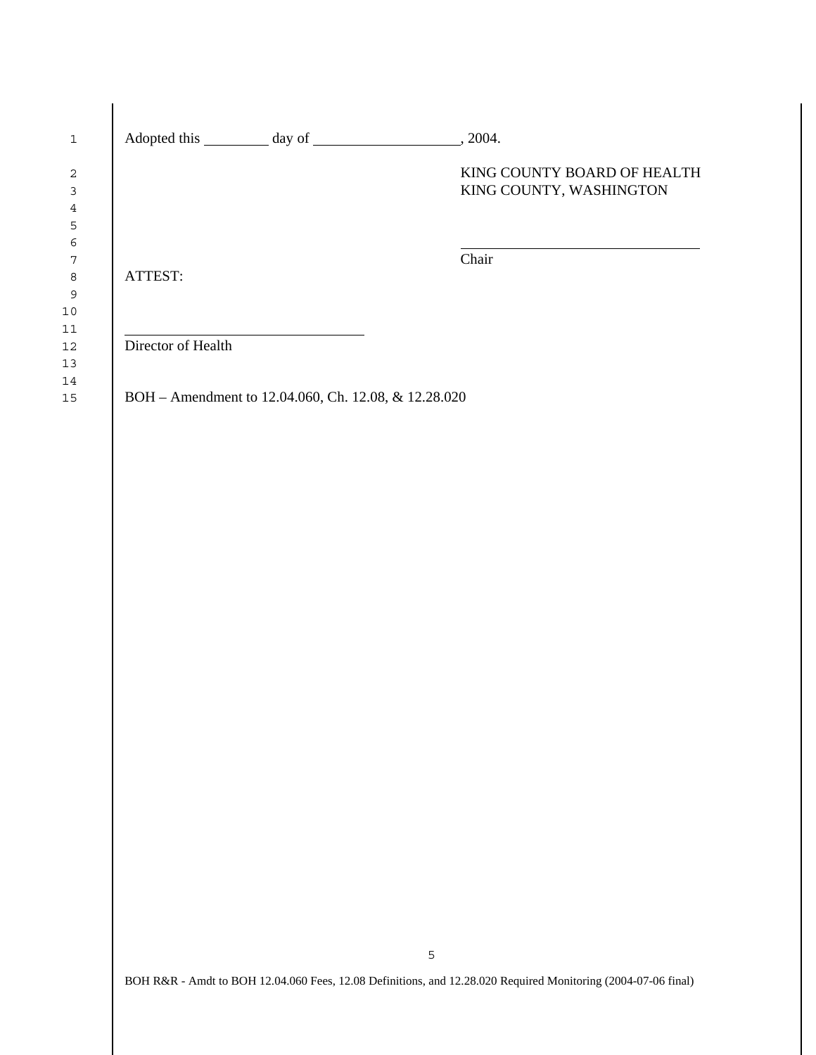Adopted this \_\_\_\_\_\_\_\_\_ day of \_\_\_\_\_\_\_\_\_\_\_\_\_\_\_\_\_\_\_\_, 2004.

KING COUNTY BOARD OF HEALTH
KING COUNTY, WASHINGTON

\_\_\_\_\_\_\_\_\_\_\_\_\_\_\_\_\_\_\_\_\_\_\_\_\_\_\_\_\_\_\_\_\_\_
Chair

ATTEST:

\_\_\_\_\_\_\_\_\_\_\_\_\_\_\_\_\_\_\_\_\_\_\_\_\_\_\_\_\_\_\_\_\_\_
Director of Health

BOH – Amendment to 12.04.060, Ch. 12.08, & 12.28.020